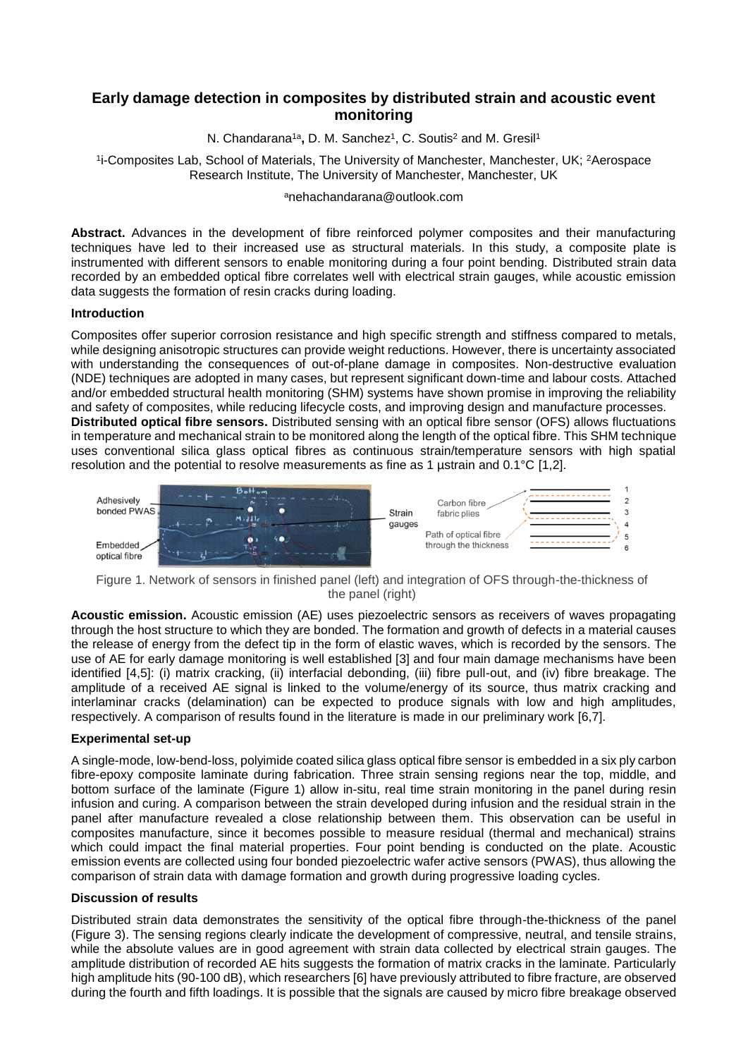# Early damage detection in composites by distributed strain and acoustic event monitoring

N. Chandarana[1a], D. M. Sanchez[1], C. Soutis[2] and M. Gresil[1]

[1]i-Composites Lab, School of Materials, The University of Manchester, Manchester, UK; [2]Aerospace Research Institute, The University of Manchester, Manchester, UK

[a]nehachandarana@outlook.com

**Abstract.** Advances in the development of fibre reinforced polymer composites and their manufacturing techniques have led to their increased use as structural materials. In this study, a composite plate is instrumented with different sensors to enable monitoring during a four point bending. Distributed strain data recorded by an embedded optical fibre correlates well with electrical strain gauges, while acoustic emission data suggests the formation of resin cracks during loading.

### Introduction

Composites offer superior corrosion resistance and high specific strength and stiffness compared to metals, while designing anisotropic structures can provide weight reductions. However, there is uncertainty associated with understanding the consequences of out-of-plane damage in composites. Non-destructive evaluation (NDE) techniques are adopted in many cases, but represent significant down-time and labour costs. Attached and/or embedded structural health monitoring (SHM) systems have shown promise in improving the reliability and safety of composites, while reducing lifecycle costs, and improving design and manufacture processes.

**Distributed optical fibre sensors.** Distributed sensing with an optical fibre sensor (OFS) allows fluctuations in temperature and mechanical strain to be monitored along the length of the optical fibre. This SHM technique uses conventional silica glass optical fibres as continuous strain/temperature sensors with high spatial resolution and the potential to resolve measurements as fine as 1 µstrain and 0.1°C [1,2].

Figure 1. Network of sensors in finished panel (left) and integration of OFS through-the-thickness of the panel (right)

**Acoustic emission.** Acoustic emission (AE) uses piezoelectric sensors as receivers of waves propagating through the host structure to which they are bonded. The formation and growth of defects in a material causes the release of energy from the defect tip in the form of elastic waves, which is recorded by the sensors. The use of AE for early damage monitoring is well established [3] and four main damage mechanisms have been identified [4,5]: (i) matrix cracking, (ii) interfacial debonding, (iii) fibre pull-out, and (iv) fibre breakage. The amplitude of a received AE signal is linked to the volume/energy of its source, thus matrix cracking and interlaminar cracks (delamination) can be expected to produce signals with low and high amplitudes, respectively. A comparison of results found in the literature is made in our preliminary work [6,7].

### Experimental set-up

A single-mode, low-bend-loss, polyimide coated silica glass optical fibre sensor is embedded in a six ply carbon fibre-epoxy composite laminate during fabrication. Three strain sensing regions near the top, middle, and bottom surface of the laminate (Figure 1) allow in-situ, real time strain monitoring in the panel during resin infusion and curing. A comparison between the strain developed during infusion and the residual strain in the panel after manufacture revealed a close relationship between them. This observation can be useful in composites manufacture, since it becomes possible to measure residual (thermal and mechanical) strains which could impact the final material properties. Four point bending is conducted on the plate. Acoustic emission events are collected using four bonded piezoelectric wafer active sensors (PWAS), thus allowing the comparison of strain data with damage formation and growth during progressive loading cycles.

### Discussion of results

Distributed strain data demonstrates the sensitivity of the optical fibre through-the-thickness of the panel (Figure 3). The sensing regions clearly indicate the development of compressive, neutral, and tensile strains, while the absolute values are in good agreement with strain data collected by electrical strain gauges. The amplitude distribution of recorded AE hits suggests the formation of matrix cracks in the laminate. Particularly high amplitude hits (90-100 dB), which researchers [6] have previously attributed to fibre fracture, are observed during the fourth and fifth loadings. It is possible that the signals are caused by micro fibre breakage observed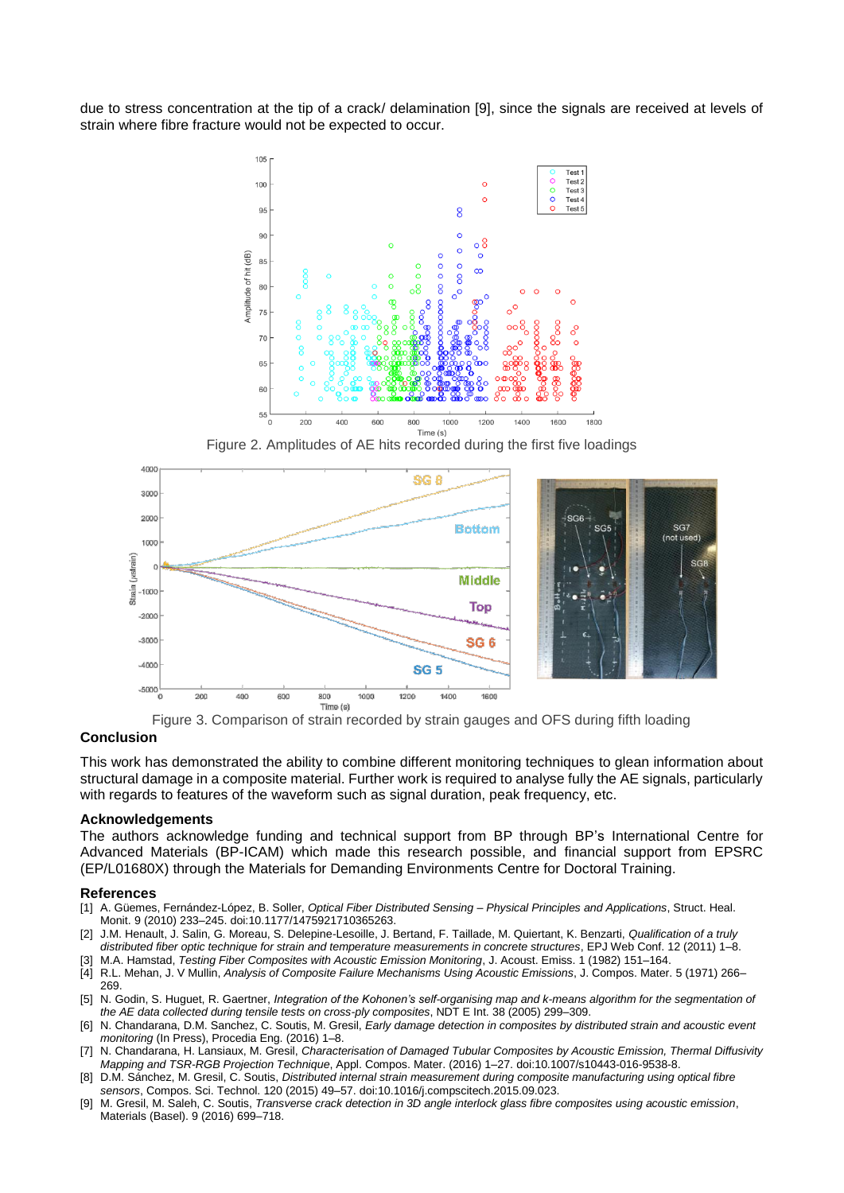due to stress concentration at the tip of a crack/ delamination [9], since the signals are received at levels of strain where fibre fracture would not be expected to occur.

Amplitude of hit (dB)
105
100
95
90
85
80
75
70
65
60
55
0 200 400 600 800 1000 1200 1400 1600 1800
Time (s)
Test 1
Test 2
Test 3
Test 4
Test 5

Figure 2. Amplitudes of AE hits recorded during the first five loadings

Strain (μstrain)
4000
3000
2000
1000
0
-1000
-2000
-3000
-4000
-5000
0 200 400 600 800 1000 1200 1400 1600
Time (s)
SG 8
Bottom
Middle
Top
SG 6
SG 5
SG6
SG5
SG7
(not used)
SG8

Figure 3. Comparison of strain recorded by strain gauges and OFS during fifth loading

## Conclusion

This work has demonstrated the ability to combine different monitoring techniques to glean information about structural damage in a composite material. Further work is required to analyse fully the AE signals, particularly with regards to features of the waveform such as signal duration, peak frequency, etc.

## Acknowledgements

The authors acknowledge funding and technical support from BP through BP's International Centre for Advanced Materials (BP-ICAM) which made this research possible, and financial support from EPSRC (EP/L01680X) through the Materials for Demanding Environments Centre for Doctoral Training.

## References

[1] A. Güemes, Fernández-López, B. Soller, *Optical Fiber Distributed Sensing – Physical Principles and Applications*, Struct. Heal. Monit. 9 (2010) 233–245. doi:10.1177/1475921710365263.

[2] J.M. Henault, J. Salin, G. Moreau, S. Delepine-Lesoille, J. Bertand, F. Taillade, M. Quiertant, K. Benzarti, *Qualification of a truly distributed fiber optic technique for strain and temperature measurements in concrete structures*, EPJ Web Conf. 12 (2011) 1–8.

[3] M.A. Hamstad, *Testing Fiber Composites with Acoustic Emission Monitoring*, J. Acoust. Emiss. 1 (1982) 151–164.

[4] R.L. Mehan, J. V Mullin, *Analysis of Composite Failure Mechanisms Using Acoustic Emissions*, J. Compos. Mater. 5 (1971) 266–269.

[5] N. Godin, S. Huguet, R. Gaertner, *Integration of the Kohonen's self-organising map and k-means algorithm for the segmentation of the AE data collected during tensile tests on cross-ply composites*, NDT E Int. 38 (2005) 299–309.

[6] N. Chandarana, D.M. Sanchez, C. Soutis, M. Gresil, *Early damage detection in composites by distributed strain and acoustic event monitoring* (In Press), Procedia Eng. (2016) 1–8.

[7] N. Chandarana, H. Lansiaux, M. Gresil, *Characterisation of Damaged Tubular Composites by Acoustic Emission, Thermal Diffusivity Mapping and TSR-RGB Projection Technique*, Appl. Compos. Mater. (2016) 1–27. doi:10.1007/s10443-016-9538-8.

[8] D.M. Sánchez, M. Gresil, C. Soutis, *Distributed internal strain measurement during composite manufacturing using optical fibre sensors*, Compos. Sci. Technol. 120 (2015) 49–57. doi:10.1016/j.compscitech.2015.09.023.

[9] M. Gresil, M. Saleh, C. Soutis, *Transverse crack detection in 3D angle interlock glass fibre composites using acoustic emission*, Materials (Basel). 9 (2016) 699–718.